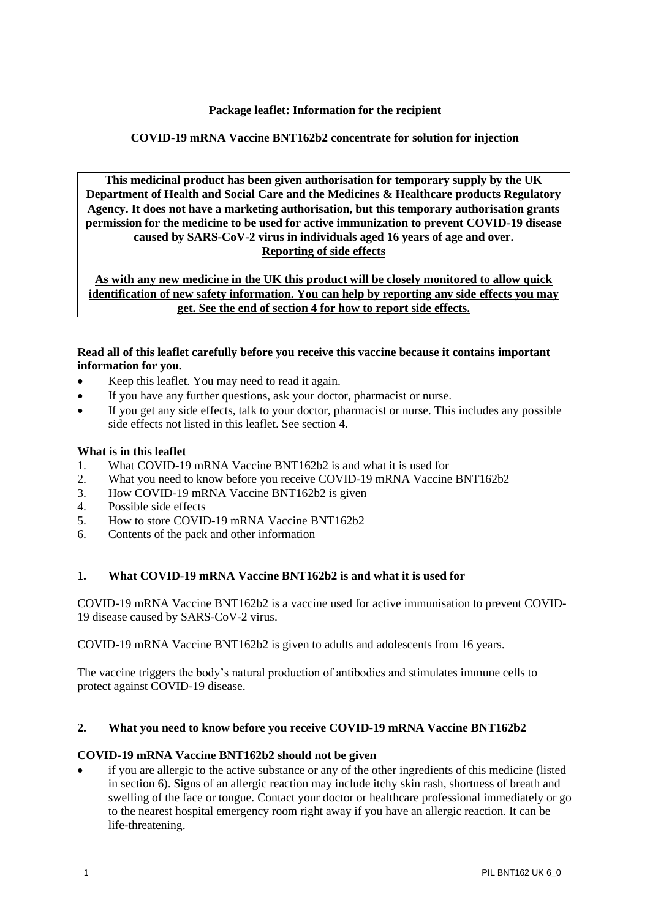**Package leaflet: Information for the recipient**

**COVID-19 mRNA Vaccine BNT162b2 concentrate for solution for injection**

**This medicinal product has been given authorisation for temporary supply by the UK Department of Health and Social Care and the Medicines & Healthcare products Regulatory Agency. It does not have a marketing authorisation, but this temporary authorisation grants permission for the medicine to be used for active immunization to prevent COVID-19 disease caused by SARS-CoV-2 virus in individuals aged 16 years of age and over.**
**Reporting of side effects**

**As with any new medicine in the UK this product will be closely monitored to allow quick identification of new safety information. You can help by reporting any side effects you may get. See the end of section 4 for how to report side effects.**

**Read all of this leaflet carefully before you receive this vaccine because it contains important information for you.**

- Keep this leaflet. You may need to read it again.
- If you have any further questions, ask your doctor, pharmacist or nurse.
- If you get any side effects, talk to your doctor, pharmacist or nurse. This includes any possible side effects not listed in this leaflet. See section 4.

**What is in this leaflet**

1. What COVID-19 mRNA Vaccine BNT162b2 is and what it is used for
2. What you need to know before you receive COVID-19 mRNA Vaccine BNT162b2
3. How COVID-19 mRNA Vaccine BNT162b2 is given
4. Possible side effects
5. How to store COVID-19 mRNA Vaccine BNT162b2
6. Contents of the pack and other information

## 1. What COVID-19 mRNA Vaccine BNT162b2 is and what it is used for

COVID-19 mRNA Vaccine BNT162b2 is a vaccine used for active immunisation to prevent COVID-19 disease caused by SARS-CoV-2 virus.

COVID-19 mRNA Vaccine BNT162b2 is given to adults and adolescents from 16 years.

The vaccine triggers the body's natural production of antibodies and stimulates immune cells to protect against COVID-19 disease.

## 2. What you need to know before you receive COVID-19 mRNA Vaccine BNT162b2

**COVID-19 mRNA Vaccine BNT162b2 should not be given**

- if you are allergic to the active substance or any of the other ingredients of this medicine (listed in section 6). Signs of an allergic reaction may include itchy skin rash, shortness of breath and swelling of the face or tongue. Contact your doctor or healthcare professional immediately or go to the nearest hospital emergency room right away if you have an allergic reaction. It can be life-threatening.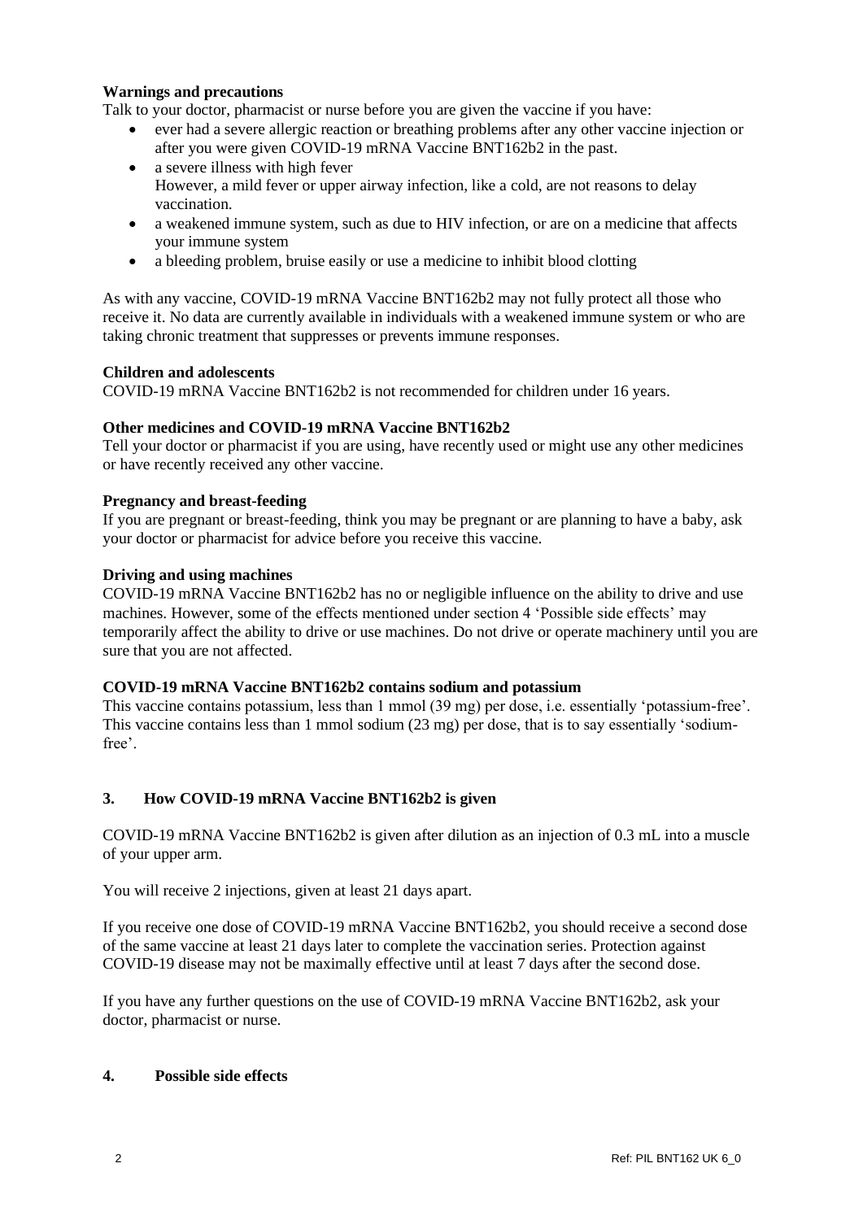**Warnings and precautions**

Talk to your doctor, pharmacist or nurse before you are given the vaccine if you have:

- ever had a severe allergic reaction or breathing problems after any other vaccine injection or after you were given COVID-19 mRNA Vaccine BNT162b2 in the past.
- a severe illness with high fever
  However, a mild fever or upper airway infection, like a cold, are not reasons to delay vaccination.
- a weakened immune system, such as due to HIV infection, or are on a medicine that affects your immune system
- a bleeding problem, bruise easily or use a medicine to inhibit blood clotting

As with any vaccine, COVID-19 mRNA Vaccine BNT162b2 may not fully protect all those who receive it. No data are currently available in individuals with a weakened immune system or who are taking chronic treatment that suppresses or prevents immune responses.

**Children and adolescents**

COVID-19 mRNA Vaccine BNT162b2 is not recommended for children under 16 years.

**Other medicines and COVID-19 mRNA Vaccine BNT162b2**

Tell your doctor or pharmacist if you are using, have recently used or might use any other medicines or have recently received any other vaccine.

**Pregnancy and breast-feeding**

If you are pregnant or breast-feeding, think you may be pregnant or are planning to have a baby, ask your doctor or pharmacist for advice before you receive this vaccine.

**Driving and using machines**

COVID-19 mRNA Vaccine BNT162b2 has no or negligible influence on the ability to drive and use machines. However, some of the effects mentioned under section 4 'Possible side effects' may temporarily affect the ability to drive or use machines. Do not drive or operate machinery until you are sure that you are not affected.

**COVID-19 mRNA Vaccine BNT162b2 contains sodium and potassium**

This vaccine contains potassium, less than 1 mmol (39 mg) per dose, i.e. essentially 'potassium-free'. This vaccine contains less than 1 mmol sodium (23 mg) per dose, that is to say essentially 'sodium-free'.

## 3. How COVID-19 mRNA Vaccine BNT162b2 is given

COVID-19 mRNA Vaccine BNT162b2 is given after dilution as an injection of 0.3 mL into a muscle of your upper arm.

You will receive 2 injections, given at least 21 days apart.

If you receive one dose of COVID-19 mRNA Vaccine BNT162b2, you should receive a second dose of the same vaccine at least 21 days later to complete the vaccination series. Protection against COVID-19 disease may not be maximally effective until at least 7 days after the second dose.

If you have any further questions on the use of COVID-19 mRNA Vaccine BNT162b2, ask your doctor, pharmacist or nurse.

## 4. Possible side effects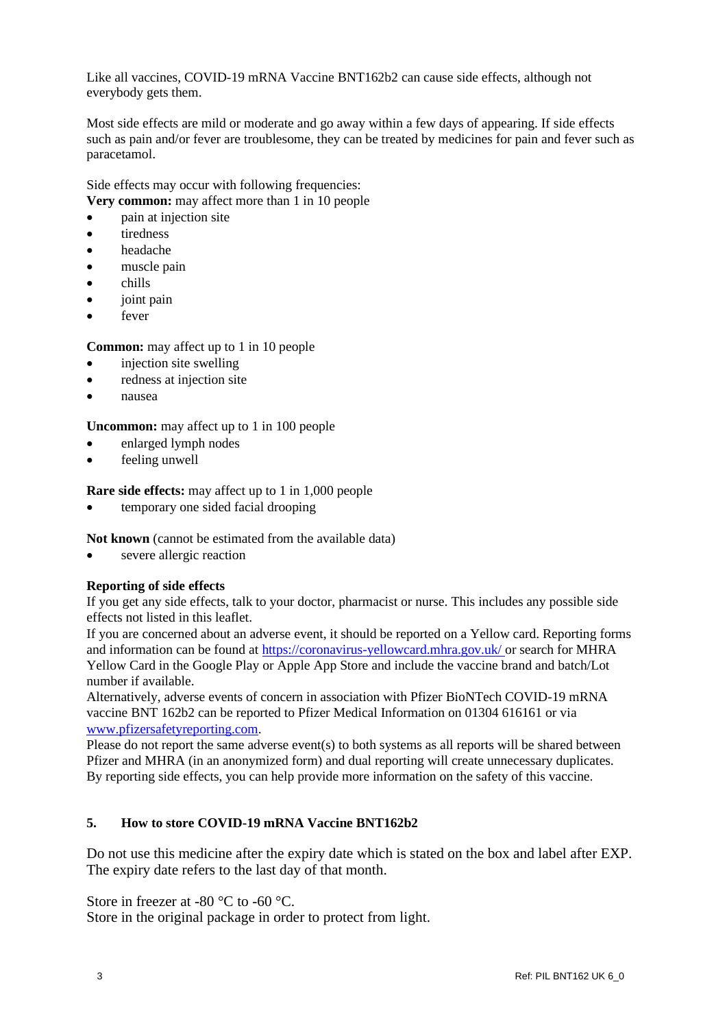Like all vaccines, COVID-19 mRNA Vaccine BNT162b2 can cause side effects, although not everybody gets them.

Most side effects are mild or moderate and go away within a few days of appearing. If side effects such as pain and/or fever are troublesome, they can be treated by medicines for pain and fever such as paracetamol.

Side effects may occur with following frequencies:
**Very common:** may affect more than 1 in 10 people

- pain at injection site
- tiredness
- headache
- muscle pain
- chills
- joint pain
- fever

**Common:** may affect up to 1 in 10 people

- injection site swelling
- redness at injection site
- nausea

**Uncommon:** may affect up to 1 in 100 people

- enlarged lymph nodes
- feeling unwell

**Rare side effects:** may affect up to 1 in 1,000 people

- temporary one sided facial drooping

**Not known** (cannot be estimated from the available data)

- severe allergic reaction

**Reporting of side effects**
If you get any side effects, talk to your doctor, pharmacist or nurse. This includes any possible side effects not listed in this leaflet.
If you are concerned about an adverse event, it should be reported on a Yellow card. Reporting forms and information can be found at https://coronavirus-yellowcard.mhra.gov.uk/ or search for MHRA Yellow Card in the Google Play or Apple App Store and include the vaccine brand and batch/Lot number if available.
Alternatively, adverse events of concern in association with Pfizer BioNTech COVID-19 mRNA vaccine BNT 162b2 can be reported to Pfizer Medical Information on 01304 616161 or via www.pfizersafetyreporting.com.
Please do not report the same adverse event(s) to both systems as all reports will be shared between Pfizer and MHRA (in an anonymized form) and dual reporting will create unnecessary duplicates.
By reporting side effects, you can help provide more information on the safety of this vaccine.

## 5. How to store COVID-19 mRNA Vaccine BNT162b2

Do not use this medicine after the expiry date which is stated on the box and label after EXP. The expiry date refers to the last day of that month.

Store in freezer at -80 °C to -60 °C.
Store in the original package in order to protect from light.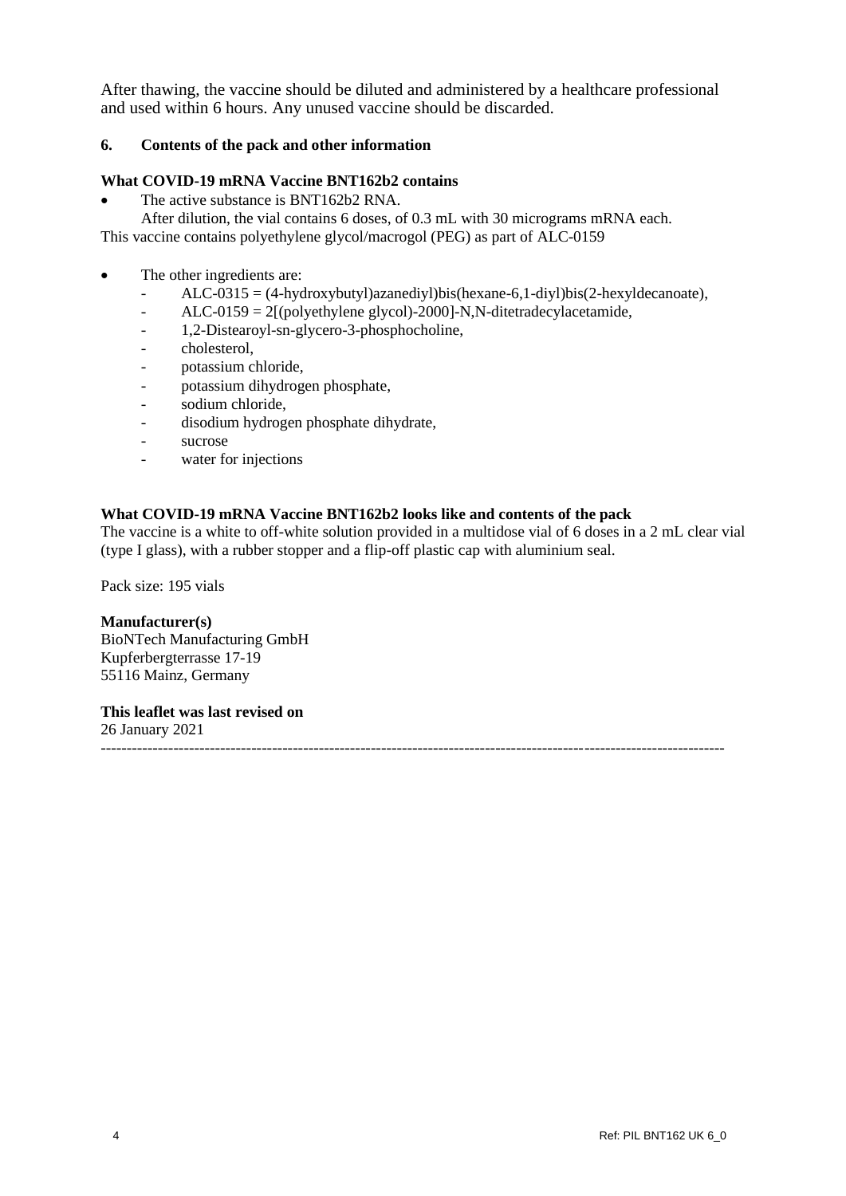After thawing, the vaccine should be diluted and administered by a healthcare professional and used within 6 hours. Any unused vaccine should be discarded.

## 6. Contents of the pack and other information

**What COVID-19 mRNA Vaccine BNT162b2 contains**

- The active substance is BNT162b2 RNA.
  After dilution, the vial contains 6 doses, of 0.3 mL with 30 micrograms mRNA each.

This vaccine contains polyethylene glycol/macrogol (PEG) as part of ALC-0159

- The other ingredients are:
  - ALC-0315 = (4-hydroxybutyl)azanediyl)bis(hexane-6,1-diyl)bis(2-hexyldecanoate),
  - ALC-0159 = 2[(polyethylene glycol)-2000]-N,N-ditetradecylacetamide,
  - 1,2-Distearoyl-sn-glycero-3-phosphocholine,
  - cholesterol,
  - potassium chloride,
  - potassium dihydrogen phosphate,
  - sodium chloride,
  - disodium hydrogen phosphate dihydrate,
  - sucrose
  - water for injections

**What COVID-19 mRNA Vaccine BNT162b2 looks like and contents of the pack**

The vaccine is a white to off-white solution provided in a multidose vial of 6 doses in a 2 mL clear vial (type I glass), with a rubber stopper and a flip-off plastic cap with aluminium seal.

Pack size: 195 vials

**Manufacturer(s)**

BioNTech Manufacturing GmbH
Kupferbergterrasse 17-19
55116 Mainz, Germany

**This leaflet was last revised on**

26 January 2021

---